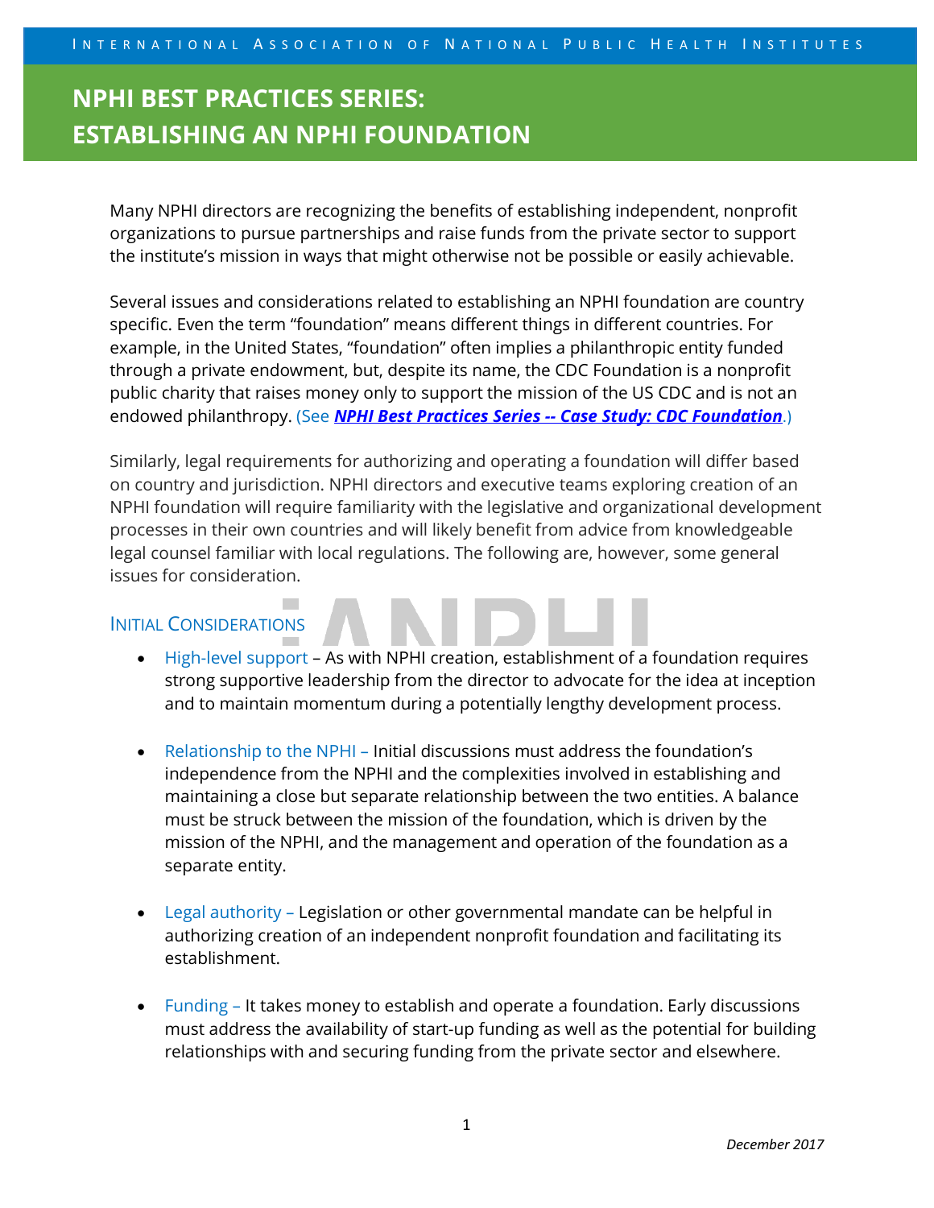# NPHI BEST PRACTICES SERIES: ESTABLISHING AN NPHI FOUNDATION

Many NPHI directors are recognizing the benefits of establishing independent, nonprofit organizations to pursue partnerships and raise funds from the private sector to support the institute's mission in ways that might otherwise not be possible or easily achievable.

Several issues and considerations related to establishing an NPHI foundation are country specific. Even the term "foundation" means different things in different countries. For example, in the United States, "foundation" often implies a philanthropic entity funded through a private endowment, but, despite its name, the CDC Foundation is a nonprofit public charity that raises money only to support the mission of the US CDC and is not an endowed philanthropy. (See ***NPHI Best Practices Series -- Case Study: CDC Foundation***.)

Similarly, legal requirements for authorizing and operating a foundation will differ based on country and jurisdiction. NPHI directors and executive teams exploring creation of an NPHI foundation will require familiarity with the legislative and organizational development processes in their own countries and will likely benefit from advice from knowledgeable legal counsel familiar with local regulations. The following are, however, some general issues for consideration.

## Initial Considerations

- High-level support – As with NPHI creation, establishment of a foundation requires strong supportive leadership from the director to advocate for the idea at inception and to maintain momentum during a potentially lengthy development process.
- Relationship to the NPHI – Initial discussions must address the foundation's independence from the NPHI and the complexities involved in establishing and maintaining a close but separate relationship between the two entities. A balance must be struck between the mission of the foundation, which is driven by the mission of the NPHI, and the management and operation of the foundation as a separate entity.
- Legal authority – Legislation or other governmental mandate can be helpful in authorizing creation of an independent nonprofit foundation and facilitating its establishment.
- Funding – It takes money to establish and operate a foundation. Early discussions must address the availability of start-up funding as well as the potential for building relationships with and securing funding from the private sector and elsewhere.

*December 2017*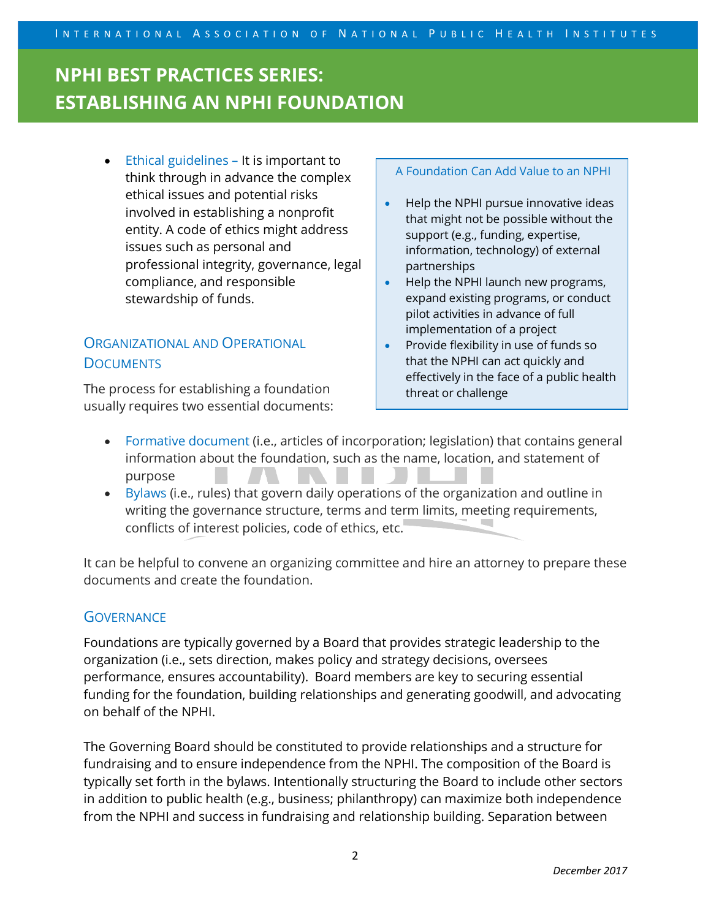- Ethical guidelines – It is important to think through in advance the complex ethical issues and potential risks involved in establishing a nonprofit entity. A code of ethics might address issues such as personal and professional integrity, governance, legal compliance, and responsible stewardship of funds.

> **A Foundation Can Add Value to an NPHI**
>
> - Help the NPHI pursue innovative ideas that might not be possible without the support (e.g., funding, expertise, information, technology) of external partnerships
> - Help the NPHI launch new programs, expand existing programs, or conduct pilot activities in advance of full implementation of a project
> - Provide flexibility in use of funds so that the NPHI can act quickly and effectively in the face of a public health threat or challenge

## Organizational and Operational Documents

The process for establishing a foundation usually requires two essential documents:

- Formative document (i.e., articles of incorporation; legislation) that contains general information about the foundation, such as the name, location, and statement of purpose
- Bylaws (i.e., rules) that govern daily operations of the organization and outline in writing the governance structure, terms and term limits, meeting requirements, conflicts of interest policies, code of ethics, etc.

It can be helpful to convene an organizing committee and hire an attorney to prepare these documents and create the foundation.

## Governance

Foundations are typically governed by a Board that provides strategic leadership to the organization (i.e., sets direction, makes policy and strategy decisions, oversees performance, ensures accountability). Board members are key to securing essential funding for the foundation, building relationships and generating goodwill, and advocating on behalf of the NPHI.

The Governing Board should be constituted to provide relationships and a structure for fundraising and to ensure independence from the NPHI. The composition of the Board is typically set forth in the bylaws. Intentionally structuring the Board to include other sectors in addition to public health (e.g., business; philanthropy) can maximize both independence from the NPHI and success in fundraising and relationship building. Separation between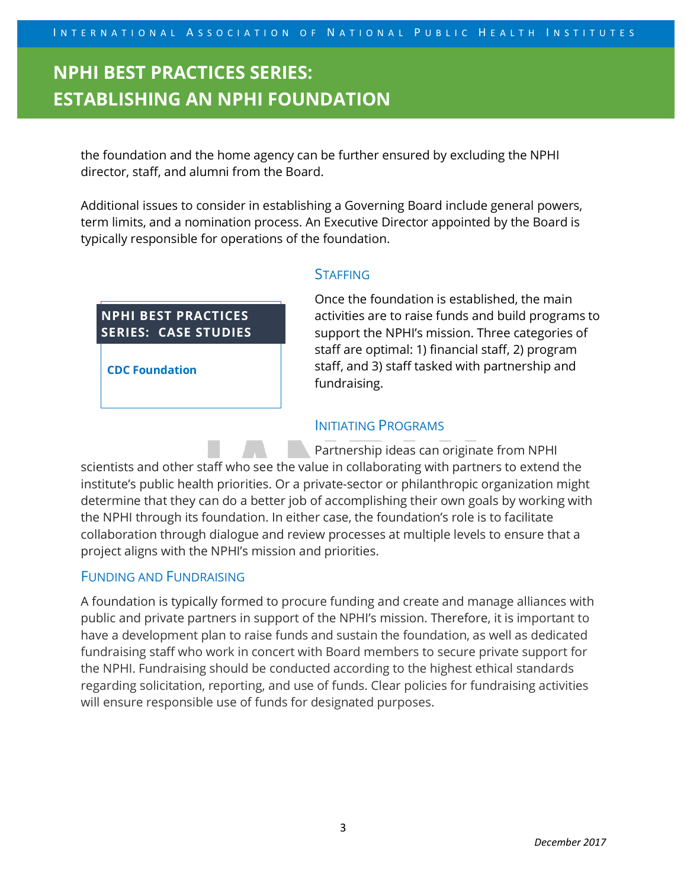the foundation and the home agency can be further ensured by excluding the NPHI director, staff, and alumni from the Board.

Additional issues to consider in establishing a Governing Board include general powers, term limits, and a nomination process. An Executive Director appointed by the Board is typically responsible for operations of the foundation.

## Staffing

Once the foundation is established, the main activities are to raise funds and build programs to support the NPHI's mission. Three categories of staff are optimal: 1) financial staff, 2) program staff, and 3) staff tasked with partnership and fundraising.

> **NPHI BEST PRACTICES SERIES: CASE STUDIES**
>
> **CDC Foundation**

## Initiating Programs

Partnership ideas can originate from NPHI scientists and other staff who see the value in collaborating with partners to extend the institute's public health priorities. Or a private-sector or philanthropic organization might determine that they can do a better job of accomplishing their own goals by working with the NPHI through its foundation. In either case, the foundation's role is to facilitate collaboration through dialogue and review processes at multiple levels to ensure that a project aligns with the NPHI's mission and priorities.

## Funding and Fundraising

A foundation is typically formed to procure funding and create and manage alliances with public and private partners in support of the NPHI's mission. Therefore, it is important to have a development plan to raise funds and sustain the foundation, as well as dedicated fundraising staff who work in concert with Board members to secure private support for the NPHI. Fundraising should be conducted according to the highest ethical standards regarding solicitation, reporting, and use of funds. Clear policies for fundraising activities will ensure responsible use of funds for designated purposes.